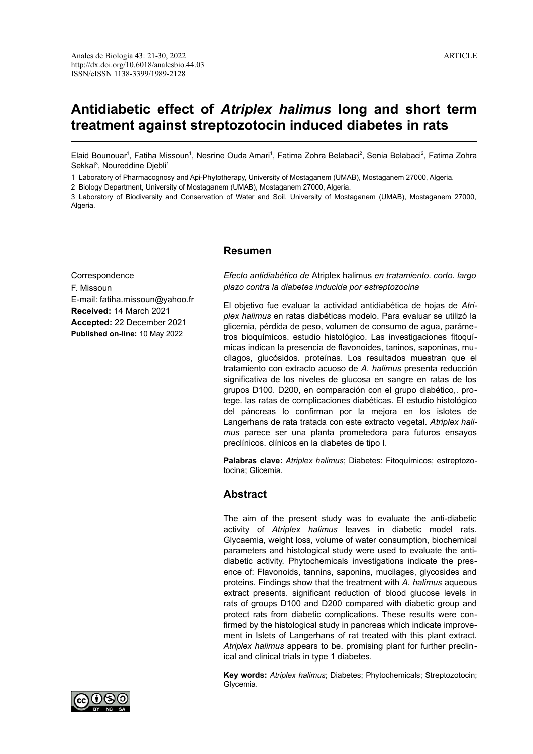ARTICLE

# Antidiabetic effect of *Atriplex halimus* long and short term treatment against streptozotocin induced diabetes in rats

Elaid Bounouar[1], Fatiha Missoun[1], Nesrine Ouda Amari[1], Fatima Zohra Belabaci[2], Senia Belabaci[2], Fatima Zohra Sekkal[3], Noureddine Djebli[1]

1 Laboratory of Pharmacognosy and Api-Phytotherapy, University of Mostaganem (UMAB), Mostaganem 27000, Algeria.

2 Biology Department, University of Mostaganem (UMAB), Mostaganem 27000, Algeria.

3 Laboratory of Biodiversity and Conservation of Water and Soil, University of Mostaganem (UMAB), Mostaganem 27000, Algeria.

Correspondence
F. Missoun
E-mail: fatiha.missoun@yahoo.fr
**Received:** 14 March 2021
**Accepted:** 22 December 2021
**Published on-line:** 10 May 2022

## Resumen

*Efecto antidiabético de* Atriplex halimus *en tratamiento. corto. largo plazo contra la diabetes inducida por estreptozocina*

El objetivo fue evaluar la actividad antidiabética de hojas de *Atriplex halimus* en ratas diabéticas modelo. Para evaluar se utilizó la glicemia, pérdida de peso, volumen de consumo de agua, parámetros bioquímicos. estudio histológico. Las investigaciones fitoquímicas indican la presencia de flavonoides, taninos, saponinas, mucílagos, glucósidos. proteínas. Los resultados muestran que el tratamiento con extracto acuoso de *A. halimus* presenta reducción significativa de los niveles de glucosa en sangre en ratas de los grupos D100. D200, en comparación con el grupo diabético,. protege. las ratas de complicaciones diabéticas. El estudio histológico del páncreas lo confirman por la mejora en los islotes de Langerhans de rata tratada con este extracto vegetal. *Atriplex halimus* parece ser una planta prometedora para futuros ensayos preclínicos. clínicos en la diabetes de tipo I.

**Palabras clave:** *Atriplex halimus*; Diabetes: Fitoquímicos; estreptozotocina; Glicemia.

## Abstract

The aim of the present study was to evaluate the anti-diabetic activity of *Atriplex halimus* leaves in diabetic model rats. Glycaemia, weight loss, volume of water consumption, biochemical parameters and histological study were used to evaluate the anti-diabetic activity. Phytochemicals investigations indicate the presence of: Flavonoids, tannins, saponins, mucilages, glycosides and proteins. Findings show that the treatment with *A. halimus* aqueous extract presents. significant reduction of blood glucose levels in rats of groups D100 and D200 compared with diabetic group and protect rats from diabetic complications. These results were confirmed by the histological study in pancreas which indicate improvement in Islets of Langerhans of rat treated with this plant extract. *Atriplex halimus* appears to be. promising plant for further preclinical and clinical trials in type 1 diabetes.

**Key words:** *Atriplex halimus*; Diabetes; Phytochemicals; Streptozotocin; Glycemia.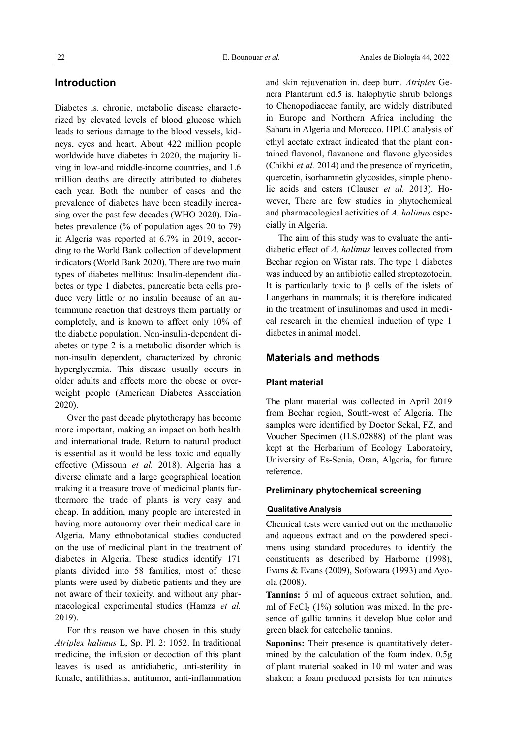## Introduction

Diabetes is. chronic, metabolic disease characterized by elevated levels of blood glucose which leads to serious damage to the blood vessels, kidneys, eyes and heart. About 422 million people worldwide have diabetes in 2020, the majority living in low-and middle-income countries, and 1.6 million deaths are directly attributed to diabetes each year. Both the number of cases and the prevalence of diabetes have been steadily increasing over the past few decades (WHO 2020). Diabetes prevalence (% of population ages 20 to 79) in Algeria was reported at 6.7% in 2019, according to the World Bank collection of development indicators (World Bank 2020). There are two main types of diabetes mellitus: Insulin-dependent diabetes or type 1 diabetes, pancreatic beta cells produce very little or no insulin because of an autoimmune reaction that destroys them partially or completely, and is known to affect only 10% of the diabetic population. Non-insulin-dependent diabetes or type 2 is a metabolic disorder which is non-insulin dependent, characterized by chronic hyperglycemia. This disease usually occurs in older adults and affects more the obese or overweight people (American Diabetes Association 2020).

Over the past decade phytotherapy has become more important, making an impact on both health and international trade. Return to natural product is essential as it would be less toxic and equally effective (Missoun *et al.* 2018). Algeria has a diverse climate and a large geographical location making it a treasure trove of medicinal plants furthermore the trade of plants is very easy and cheap. In addition, many people are interested in having more autonomy over their medical care in Algeria. Many ethnobotanical studies conducted on the use of medicinal plant in the treatment of diabetes in Algeria. These studies identify 171 plants divided into 58 families, most of these plants were used by diabetic patients and they are not aware of their toxicity, and without any pharmacological experimental studies (Hamza *et al.* 2019).

For this reason we have chosen in this study *Atriplex halimus* L, Sp. Pl. 2: 1052. In traditional medicine, the infusion or decoction of this plant leaves is used as antidiabetic, anti-sterility in female, antilithiasis, antitumor, anti-inflammation and skin rejuvenation in. deep burn. *Atriplex* Genera Plantarum ed.5 is. halophytic shrub belongs to Chenopodiaceae family, are widely distributed in Europe and Northern Africa including the Sahara in Algeria and Morocco. HPLC analysis of ethyl acetate extract indicated that the plant contained flavonol, flavanone and flavone glycosides (Chikhi *et al.* 2014) and the presence of myricetin, quercetin, isorhamnetin glycosides, simple phenolic acids and esters (Clauser *et al.* 2013). However, There are few studies in phytochemical and pharmacological activities of *A. halimus* especially in Algeria.

The aim of this study was to evaluate the antidiabetic effect of *A. halimus* leaves collected from Bechar region on Wistar rats. The type 1 diabetes was induced by an antibiotic called streptozotocin. It is particularly toxic to β cells of the islets of Langerhans in mammals; it is therefore indicated in the treatment of insulinomas and used in medical research in the chemical induction of type 1 diabetes in animal model.

## Materials and methods

### Plant material

The plant material was collected in April 2019 from Bechar region, South-west of Algeria. The samples were identified by Doctor Sekal, FZ, and Voucher Specimen (H.S.02888) of the plant was kept at the Herbarium of Ecology Laboratoiry, University of Es-Senia, Oran, Algeria, for future reference.

### Preliminary phytochemical screening

#### Qualitative Analysis

Chemical tests were carried out on the methanolic and aqueous extract and on the powdered specimens using standard procedures to identify the constituents as described by Harborne (1998), Evans & Evans (2009), Sofowara (1993) and Ayoola (2008).

**Tannins:** 5 ml of aqueous extract solution, and. ml of $FeCl_3$ (1%) solution was mixed. In the presence of gallic tannins it develop blue color and green black for catecholic tannins.

**Saponins:** Their presence is quantitatively determined by the calculation of the foam index. 0.5g of plant material soaked in 10 ml water and was shaken; a foam produced persists for ten minutes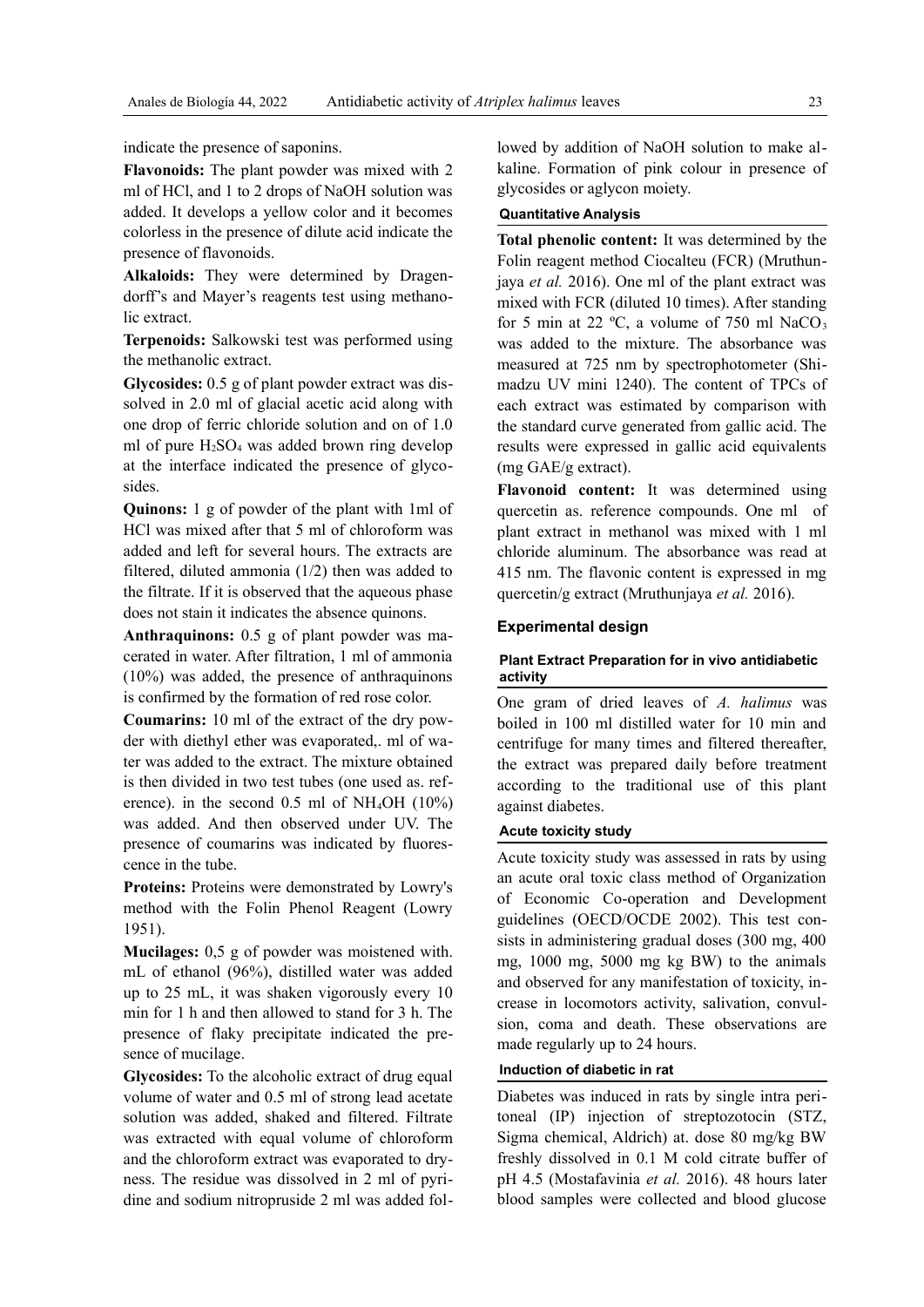indicate the presence of saponins.

**Flavonoids:** The plant powder was mixed with 2 ml of HCl, and 1 to 2 drops of NaOH solution was added. It develops a yellow color and it becomes colorless in the presence of dilute acid indicate the presence of flavonoids.

**Alkaloids:** They were determined by Dragendorff's and Mayer's reagents test using methanolic extract.

**Terpenoids:** Salkowski test was performed using the methanolic extract.

**Glycosides:** 0.5 g of plant powder extract was dissolved in 2.0 ml of glacial acetic acid along with one drop of ferric chloride solution and on of 1.0 ml of pure $H_2SO_4$ was added brown ring develop at the interface indicated the presence of glycosides.

**Quinons:** 1 g of powder of the plant with 1ml of HCl was mixed after that 5 ml of chloroform was added and left for several hours. The extracts are filtered, diluted ammonia (1/2) then was added to the filtrate. If it is observed that the aqueous phase does not stain it indicates the absence quinons.

**Anthraquinons:** 0.5 g of plant powder was macerated in water. After filtration, 1 ml of ammonia (10%) was added, the presence of anthraquinons is confirmed by the formation of red rose color.

**Coumarins:** 10 ml of the extract of the dry powder with diethyl ether was evaporated,. ml of water was added to the extract. The mixture obtained is then divided in two test tubes (one used as. reference). in the second 0.5 ml of $NH_4OH$ (10%) was added. And then observed under UV. The presence of coumarins was indicated by fluorescence in the tube.

**Proteins:** Proteins were demonstrated by Lowry's method with the Folin Phenol Reagent (Lowry 1951).

**Mucilages:** 0,5 g of powder was moistened with. mL of ethanol (96%), distilled water was added up to 25 mL, it was shaken vigorously every 10 min for 1 h and then allowed to stand for 3 h. The presence of flaky precipitate indicated the presence of mucilage.

**Glycosides:** To the alcoholic extract of drug equal volume of water and 0.5 ml of strong lead acetate solution was added, shaked and filtered. Filtrate was extracted with equal volume of chloroform and the chloroform extract was evaporated to dryness. The residue was dissolved in 2 ml of pyridine and sodium nitropruside 2 ml was added followed by addition of NaOH solution to make alkaline. Formation of pink colour in presence of glycosides or aglycon moiety.

#### Quantitative Analysis

**Total phenolic content:** It was determined by the Folin reagent method Ciocalteu (FCR) (Mruthunjaya *et al.* 2016). One ml of the plant extract was mixed with FCR (diluted 10 times). After standing for 5 min at 22 ºC, a volume of 750 ml $NaCO_3$ was added to the mixture. The absorbance was measured at 725 nm by spectrophotometer (Shimadzu UV mini 1240). The content of TPCs of each extract was estimated by comparison with the standard curve generated from gallic acid. The results were expressed in gallic acid equivalents (mg GAE/g extract).

**Flavonoid content:** It was determined using quercetin as. reference compounds. One ml of plant extract in methanol was mixed with 1 ml chloride aluminum. The absorbance was read at 415 nm. The flavonic content is expressed in mg quercetin/g extract (Mruthunjaya *et al.* 2016).

### Experimental design

#### Plant Extract Preparation for in vivo antidiabetic activity

One gram of dried leaves of *A. halimus* was boiled in 100 ml distilled water for 10 min and centrifuge for many times and filtered thereafter, the extract was prepared daily before treatment according to the traditional use of this plant against diabetes.

#### Acute toxicity study

Acute toxicity study was assessed in rats by using an acute oral toxic class method of Organization of Economic Co-operation and Development guidelines (OECD/OCDE 2002). This test consists in administering gradual doses (300 mg, 400 mg, 1000 mg, 5000 mg kg BW) to the animals and observed for any manifestation of toxicity, increase in locomotors activity, salivation, convulsion, coma and death. These observations are made regularly up to 24 hours.

#### Induction of diabetic in rat

Diabetes was induced in rats by single intra peritoneal (IP) injection of streptozotocin (STZ, Sigma chemical, Aldrich) at. dose 80 mg/kg BW freshly dissolved in 0.1 M cold citrate buffer of pH 4.5 (Mostafavinia *et al.* 2016). 48 hours later blood samples were collected and blood glucose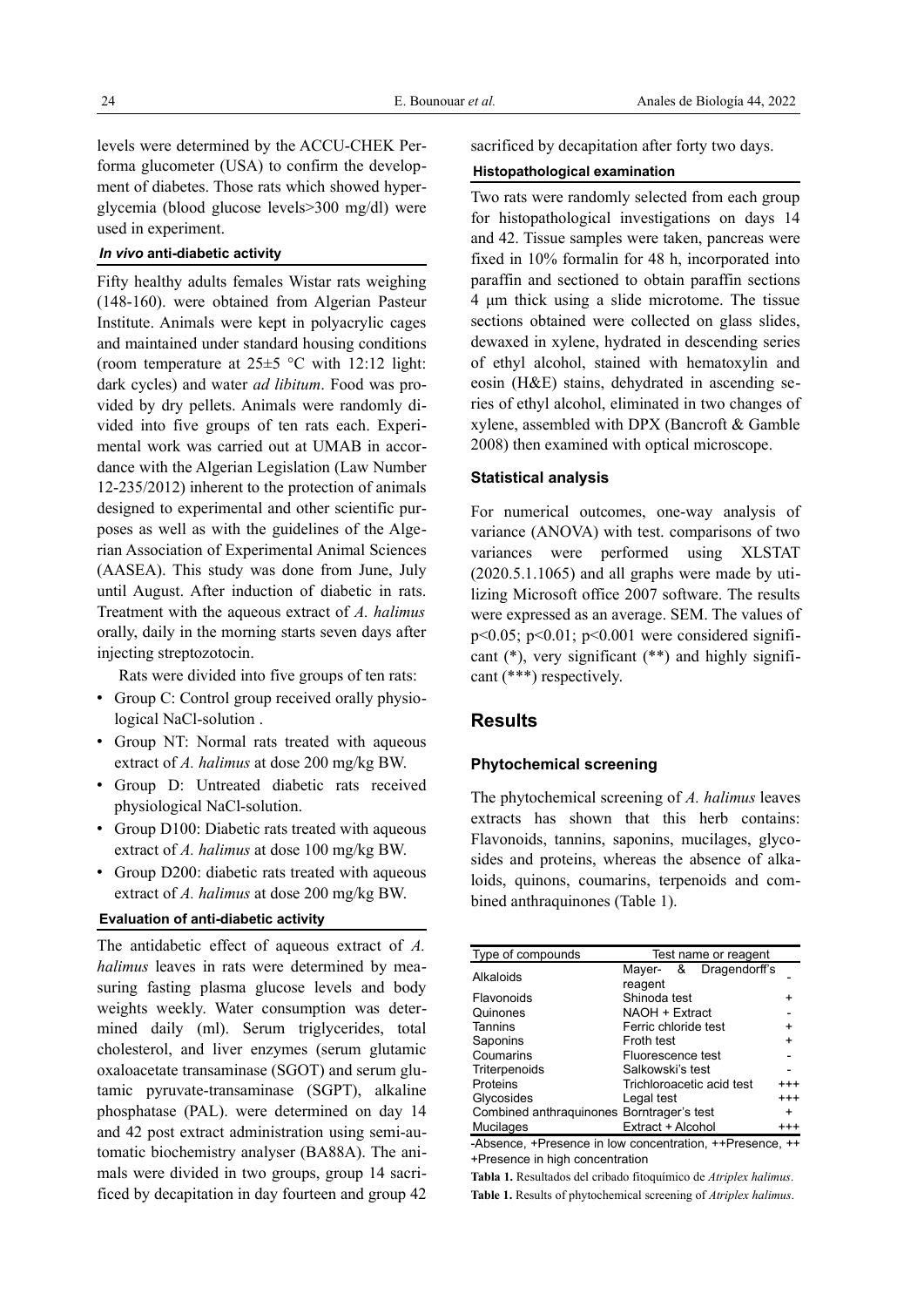levels were determined by the ACCU-CHEK Performa glucometer (USA) to confirm the development of diabetes. Those rats which showed hyperglycemia (blood glucose levels>300 mg/dl) were used in experiment.

#### *In vivo* anti-diabetic activity

Fifty healthy adults females Wistar rats weighing (148-160). were obtained from Algerian Pasteur Institute. Animals were kept in polyacrylic cages and maintained under standard housing conditions (room temperature at 25±5 °C with 12:12 light: dark cycles) and water *ad libitum*. Food was provided by dry pellets. Animals were randomly divided into five groups of ten rats each. Experimental work was carried out at UMAB in accordance with the Algerian Legislation (Law Number 12-235/2012) inherent to the protection of animals designed to experimental and other scientific purposes as well as with the guidelines of the Algerian Association of Experimental Animal Sciences (AASEA). This study was done from June, July until August. After induction of diabetic in rats. Treatment with the aqueous extract of *A. halimus* orally, daily in the morning starts seven days after injecting streptozotocin.

Rats were divided into five groups of ten rats:

- Group C: Control group received orally physiological NaCl-solution .
- Group NT: Normal rats treated with aqueous extract of *A. halimus* at dose 200 mg/kg BW.
- Group D: Untreated diabetic rats received physiological NaCl-solution.
- Group D100: Diabetic rats treated with aqueous extract of *A. halimus* at dose 100 mg/kg BW.
- Group D200: diabetic rats treated with aqueous extract of *A. halimus* at dose 200 mg/kg BW.

#### Evaluation of anti-diabetic activity

The antidabetic effect of aqueous extract of *A. halimus* leaves in rats were determined by measuring fasting plasma glucose levels and body weights weekly. Water consumption was determined daily (ml). Serum triglycerides, total cholesterol, and liver enzymes (serum glutamic oxaloacetate transaminase (SGOT) and serum glutamic pyruvate-transaminase (SGPT), alkaline phosphatase (PAL). were determined on day 14 and 42 post extract administration using semi-automatic biochemistry analyser (BA88A). The animals were divided in two groups, group 14 sacrificed by decapitation in day fourteen and group 42 sacrificed by decapitation after forty two days.

#### Histopathological examination

Two rats were randomly selected from each group for histopathological investigations on days 14 and 42. Tissue samples were taken, pancreas were fixed in 10% formalin for 48 h, incorporated into paraffin and sectioned to obtain paraffin sections 4 µm thick using a slide microtome. The tissue sections obtained were collected on glass slides, dewaxed in xylene, hydrated in descending series of ethyl alcohol, stained with hematoxylin and eosin (H&E) stains, dehydrated in ascending series of ethyl alcohol, eliminated in two changes of xylene, assembled with DPX (Bancroft & Gamble 2008) then examined with optical microscope.

#### Statistical analysis

For numerical outcomes, one-way analysis of variance (ANOVA) with test. comparisons of two variances were performed using XLSTAT (2020.5.1.1065) and all graphs were made by utilizing Microsoft office 2007 software. The results were expressed as an average. SEM. The values of $p<0.05$; $p<0.01$; $p<0.001$ were considered significant (*), very significant (**) and highly significant (***) respectively.

## Results

#### Phytochemical screening

The phytochemical screening of *A. halimus* leaves extracts has shown that this herb contains: Flavonoids, tannins, saponins, mucilages, glycosides and proteins, whereas the absence of alkaloids, quinons, coumarins, terpenoids and combined anthraquinones (Table 1).

| Type of compounds | Test name or reagent | |
|---|---|---|
| Alkaloids | Mayer- & Dragendorff's reagent | - |
| Flavonoids | Shinoda test | + |
| Quinones | NAOH + Extract | - |
| Tannins | Ferric chloride test | + |
| Saponins | Froth test | + |
| Coumarins | Fluorescence test | - |
| Triterpenoids | Salkowski's test | - |
| Proteins | Trichloroacetic acid test | +++ |
| Glycosides | Legal test | +++ |
| Combined anthraquinones | Borntrager's test | + |
| Mucilages | Extract + Alcohol | +++ |

-Absence, +Presence in low concentration, ++Presence, +++Presence in high concentration

**Tabla 1.** Resultados del cribado fitoquímico de *Atriplex halimus*.

**Table 1.** Results of phytochemical screening of *Atriplex halimus*.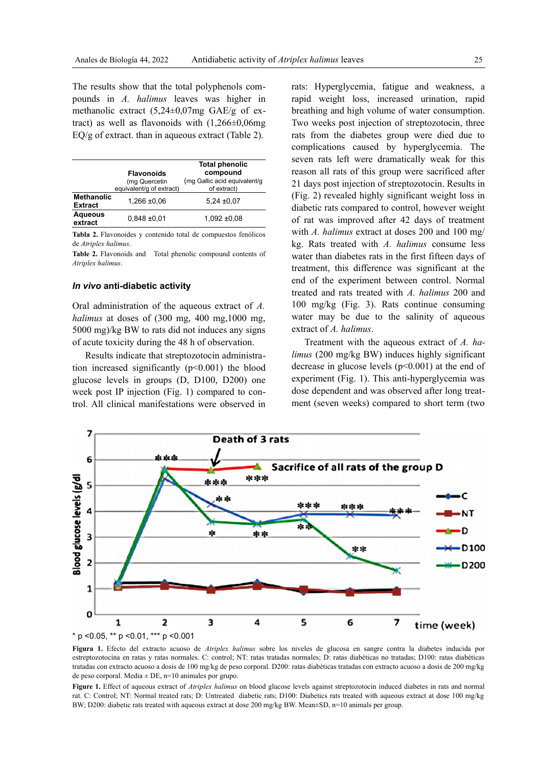The results show that the total polyphenols compounds in *A. halimus* leaves was higher in methanolic extract (5,24±0,07mg GAE/g of extract) as well as flavonoids with (1,266±0,06mg EQ/g of extract. than in aqueous extract (Table 2).

| | Flavonoids (mg Quercetin equivalent/g of extract) | Total phenolic compound (mg Gallic acid equivalent/g of extract) |
|---|---|---|
| **Methanolic Extract** | 1,266 ±0,06 | 5,24 ±0,07 |
| **Aqueous extract** | 0,848 ±0,01 | 1,092 ±0,08 |

**Tabla 2.** Flavonoides y contenido total de compuestos fenólicos de *Atriplex halimus*.

**Table 2.** Flavonoids and Total phenolic compound contents of *Atriplex halimus*.

### *In vivo* anti-diabetic activity

Oral administration of the aqueous extract of *A. halimus* at doses of (300 mg, 400 mg,1000 mg, 5000 mg)/kg BW to rats did not induces any signs of acute toxicity during the 48 h of observation.

Results indicate that streptozotocin administration increased significantly ($p<0.001$) the blood glucose levels in groups (D, D100, D200) one week post IP injection (Fig. 1) compared to control. All clinical manifestations were observed in rats: Hyperglycemia, fatigue and weakness, a rapid weight loss, increased urination, rapid breathing and high volume of water consumption. Two weeks post injection of streptozotocin, three rats from the diabetes group were died due to complications caused by hyperglycemia. The seven rats left were dramatically weak for this reason all rats of this group were sacrificed after 21 days post injection of streptozotocin. Results in (Fig. 2) revealed highly significant weight loss in diabetic rats compared to control, however weight of rat was improved after 42 days of treatment with *A. halimus* extract at doses 200 and 100 mg/kg. Rats treated with *A. halimus* consume less water than diabetes rats in the first fifteen days of treatment, this difference was significant at the end of the experiment between control. Normal treated and rats treated with *A. halimus* 200 and 100 mg/kg (Fig. 3). Rats continue consuming water may be due to the salinity of aqueous extract of *A. halimus*.

Treatment with the aqueous extract of *A. halimus* (200 mg/kg BW) induces highly significant decrease in glucose levels ($p<0.001$) at the end of experiment (Fig. 1). This anti-hyperglycemia was dose dependent and was observed after long treatment (seven weeks) compared to short term (two

**Figura 1.** Efecto del extracto acuoso de *Atriplex halimus* sobre los niveles de glucosa en sangre contra la diabetes inducida por estreptozotocina en ratas y ratas normales. C: control; NT: ratas tratadas normales; D: ratas diabéticas no tratadas; D100: ratas diabéticas tratadas con extracto acuoso a dosis de 100 mg/kg de peso corporal. D200: ratas diabéticas tratadas con extracto acuoso a dosis de 200 mg/kg de peso corporal. Media ± DE, n=10 animales por grupo.

**Figure 1.** Effect of aqueous extract of *Atriplex halimus* on blood glucose levels against streptozotocin induced diabetes in rats and normal rat. C: Control; NT: Normal treated rats; D: Untreated diabetic rats; D100: Diabetics rats treated with aqueous extract at dose 100 mg/kg BW; D200: diabetic rats treated with aqueous extract at dose 200 mg/kg BW. Mean±SD, n=10 animals per group.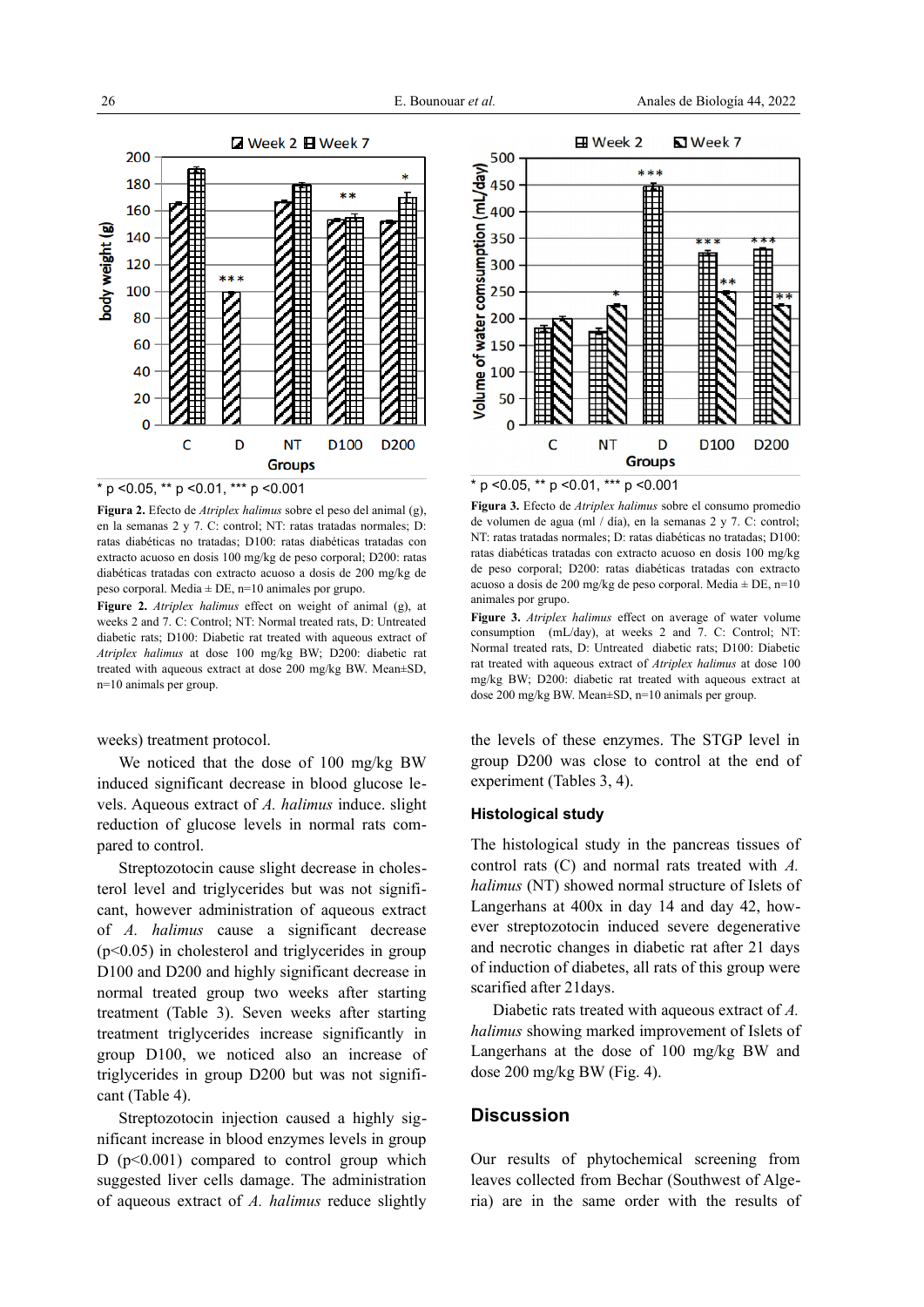\* p <0.05, \*\* p <0.01, \*\*\* p <0.001

**Figura 2.** Efecto de *Atriplex halimus* sobre el peso del animal (g), en la semanas 2 y 7. C: control; NT: ratas tratadas normales; D: ratas diabéticas no tratadas; D100: ratas diabéticas tratadas con extracto acuoso en dosis 100 mg/kg de peso corporal; D200: ratas diabéticas tratadas con extracto acuoso a dosis de 200 mg/kg de peso corporal. Media ± DE, n=10 animales por grupo.

**Figure 2.** *Atriplex halimus* effect on weight of animal (g), at weeks 2 and 7. C: Control; NT: Normal treated rats, D: Untreated diabetic rats; D100: Diabetic rat treated with aqueous extract of *Atriplex halimus* at dose 100 mg/kg BW; D200: diabetic rat treated with aqueous extract at dose 200 mg/kg BW. Mean±SD, n=10 animals per group.

\* p <0.05, \*\* p <0.01, \*\*\* p <0.001

**Figura 3.** Efecto de *Atriplex halimus* sobre el consumo promedio de volumen de agua (ml / día), en la semanas 2 y 7. C: control; NT: ratas tratadas normales; D: ratas diabéticas no tratadas; D100: ratas diabéticas tratadas con extracto acuoso en dosis 100 mg/kg de peso corporal; D200: ratas diabéticas tratadas con extracto acuoso a dosis de 200 mg/kg de peso corporal. Media ± DE, n=10 animales por grupo.

**Figure 3.** *Atriplex halimus* effect on average of water volume consumption (mL/day), at weeks 2 and 7. C: Control; NT: Normal treated rats, D: Untreated diabetic rats; D100: Diabetic rat treated with aqueous extract of *Atriplex halimus* at dose 100 mg/kg BW; D200: diabetic rat treated with aqueous extract at dose 200 mg/kg BW. Mean±SD, n=10 animals per group.

weeks) treatment protocol.

We noticed that the dose of 100 mg/kg BW induced significant decrease in blood glucose levels. Aqueous extract of *A. halimus* induce. slight reduction of glucose levels in normal rats compared to control.

Streptozotocin cause slight decrease in cholesterol level and triglycerides but was not significant, however administration of aqueous extract of *A. halimus* cause a significant decrease ($p<0.05$) in cholesterol and triglycerides in group D100 and D200 and highly significant decrease in normal treated group two weeks after starting treatment (Table 3). Seven weeks after starting treatment triglycerides increase significantly in group D100, we noticed also an increase of triglycerides in group D200 but was not significant (Table 4).

Streptozotocin injection caused a highly significant increase in blood enzymes levels in group D ($p<0.001$) compared to control group which suggested liver cells damage. The administration of aqueous extract of *A. halimus* reduce slightly the levels of these enzymes. The STGP level in group D200 was close to control at the end of experiment (Tables 3, 4).

### Histological study

The histological study in the pancreas tissues of control rats (C) and normal rats treated with *A. halimus* (NT) showed normal structure of Islets of Langerhans at 400x in day 14 and day 42, however streptozotocin induced severe degenerative and necrotic changes in diabetic rat after 21 days of induction of diabetes, all rats of this group were scarified after 21days.

Diabetic rats treated with aqueous extract of *A. halimus* showing marked improvement of Islets of Langerhans at the dose of 100 mg/kg BW and dose 200 mg/kg BW (Fig. 4).

## Discussion

Our results of phytochemical screening from leaves collected from Bechar (Southwest of Algeria) are in the same order with the results of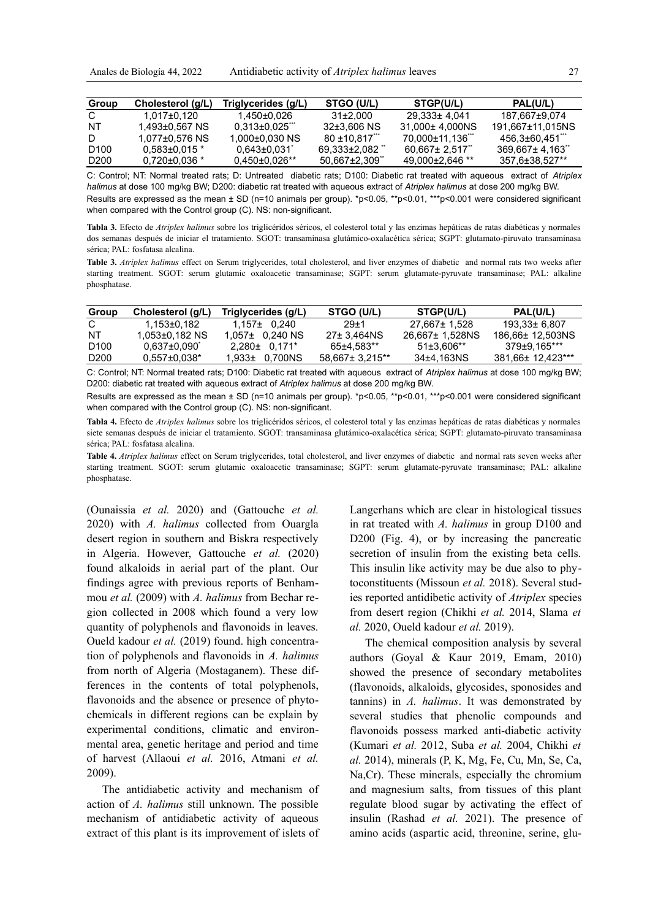| Group | Cholesterol (g/L) | Triglycerides (g/L) | STGO (U/L) | STGP(U/L) | PAL(U/L) |
|---|---|---|---|---|---|
| C | 1,017±0,120 | 1,450±0,026 | 31±2,000 | 29,333± 4,041 | 187,667±9,074 |
| NT | 1,493±0,567 NS | 0,313±0,025*** | 32±3,606 NS | 31,000± 4,000NS | 191,667±11,015NS |
| D | 1,077±0,576 NS | 1,000±0,030 NS | 80 ±10,817*** | 70,000±11,136*** | 456,3±60,451*** |
| D100 | 0,583±0,015 * | 0,643±0,031* | 69,333±2,082 ** | 60,667± 2,517** | 369,667± 4,163** |
| D200 | 0,720±0,036 * | 0,450±0,026** | 50,667±2,309** | 49,000±2,646 ** | 357,6±38,527** |

C: Control; NT: Normal treated rats; D: Untreated diabetic rats; D100: Diabetic rat treated with aqueous extract of *Atriplex halimus* at dose 100 mg/kg BW; D200: diabetic rat treated with aqueous extract of *Atriplex halimus* at dose 200 mg/kg BW.

Results are expressed as the mean ± SD (n=10 animals per group). *p<0.05, **p<0.01, ***p<0.001 were considered significant when compared with the Control group (C). NS: non-significant.

**Tabla 3.** Efecto de *Atriplex halimus* sobre los triglicéridos séricos, el colesterol total y las enzimas hepáticas de ratas diabéticas y normales dos semanas después de iniciar el tratamiento. SGOT: transaminasa glutámico-oxalacética sérica; SGPT: glutamato-piruvato transaminasa sérica; PAL: fosfatasa alcalina.

**Table 3.** *Atriplex halimus* effect on Serum triglycerides, total cholesterol, and liver enzymes of diabetic and normal rats two weeks after starting treatment. SGOT: serum glutamic oxaloacetic transaminase; SGPT: serum glutamate-pyruvate transaminase; PAL: alkaline phosphatase.

| Group | Cholesterol (g/L) | Triglycerides (g/L) | STGO (U/L) | STGP(U/L) | PAL(U/L) |
|---|---|---|---|---|---|
| C | 1,153±0,182 | 1,157± 0,240 | 29±1 | 27,667± 1,528 | 193,33± 6,807 |
| NT | 1,053±0,182 NS | 1,057± 0,240 NS | 27± 3,464NS | 26,667± 1,528NS | 186,66± 12,503NS |
| D100 | 0,637±0,090* | 2,280± 0,171* | 65±4,583** | 51±3,606** | 379±9,165*** |
| D200 | 0,557±0,038* | 1,933± 0,700NS | 58,667± 3,215** | 34±4,163NS | 381,66± 12,423*** |

C: Control; NT: Normal treated rats; D100: Diabetic rat treated with aqueous extract of *Atriplex halimus* at dose 100 mg/kg BW; D200: diabetic rat treated with aqueous extract of *Atriplex halimus* at dose 200 mg/kg BW.

Results are expressed as the mean ± SD (n=10 animals per group). *p<0.05, **p<0.01, ***p<0.001 were considered significant when compared with the Control group (C). NS: non-significant.

**Tabla 4.** Efecto de *Atriplex halimus* sobre los triglicéridos séricos, el colesterol total y las enzimas hepáticas de ratas diabéticas y normales siete semanas después de iniciar el tratamiento. SGOT: transaminasa glutámico-oxalacética sérica; SGPT: glutamato-piruvato transaminasa sérica; PAL: fosfatasa alcalina.

**Table 4.** *Atriplex halimus* effect on Serum triglycerides, total cholesterol, and liver enzymes of diabetic and normal rats seven weeks after starting treatment. SGOT: serum glutamic oxaloacetic transaminase; SGPT: serum glutamate-pyruvate transaminase; PAL: alkaline phosphatase.

(Ounaissia *et al.* 2020) and (Gattouche *et al.* 2020) with *A. halimus* collected from Ouargla desert region in southern and Biskra respectively in Algeria. However, Gattouche *et al.* (2020) found alkaloids in aerial part of the plant. Our findings agree with previous reports of Benhammou *et al.* (2009) with *A. halimus* from Bechar region collected in 2008 which found a very low quantity of polyphenols and flavonoids in leaves. Oueld kadour *et al.* (2019) found. high concentration of polyphenols and flavonoids in *A. halimus* from north of Algeria (Mostaganem). These differences in the contents of total polyphenols, flavonoids and the absence or presence of phytochemicals in different regions can be explain by experimental conditions, climatic and environmental area, genetic heritage and period and time of harvest (Allaoui *et al.* 2016, Atmani *et al.* 2009).

The antidiabetic activity and mechanism of action of *A. halimus* still unknown. The possible mechanism of antidiabetic activity of aqueous extract of this plant is its improvement of islets of Langerhans which are clear in histological tissues in rat treated with *A. halimus* in group D100 and D200 (Fig. 4), or by increasing the pancreatic secretion of insulin from the existing beta cells. This insulin like activity may be due also to phytoconstituents (Missoun *et al.* 2018). Several studies reported antidibetic activity of *Atriplex* species from desert region (Chikhi *et al.* 2014, Slama *et al.* 2020, Oueld kadour *et al.* 2019).

The chemical composition analysis by several authors (Goyal & Kaur 2019, Emam, 2010) showed the presence of secondary metabolites (flavonoids, alkaloids, glycosides, sponosides and tannins) in *A. halimus*. It was demonstrated by several studies that phenolic compounds and flavonoids possess marked anti-diabetic activity (Kumari *et al.* 2012, Suba *et al.* 2004, Chikhi *et al.* 2014), minerals (P, K, Mg, Fe, Cu, Mn, Se, Ca, Na,Cr). These minerals, especially the chromium and magnesium salts, from tissues of this plant regulate blood sugar by activating the effect of insulin (Rashad *et al.* 2021). The presence of amino acids (aspartic acid, threonine, serine, glu-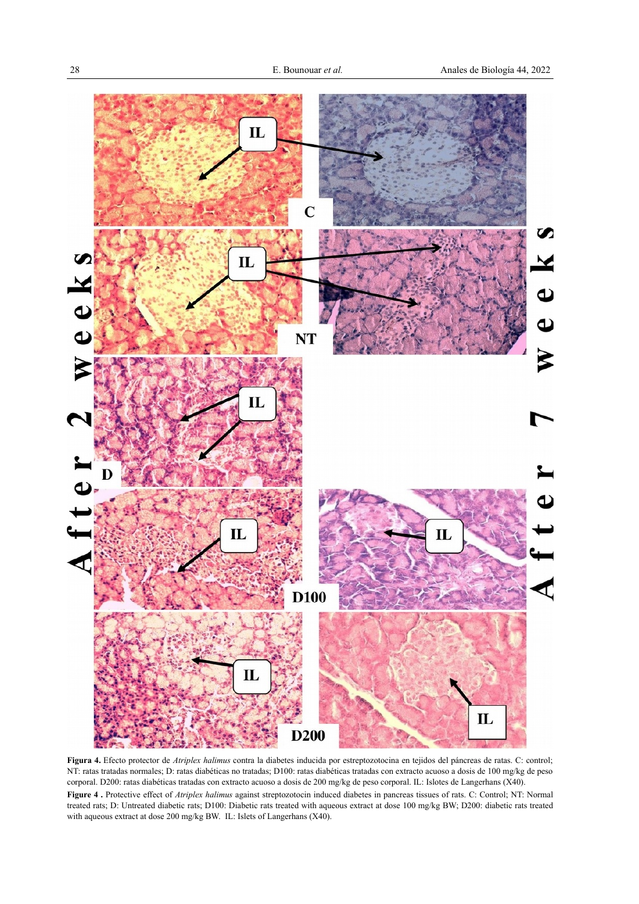**Figura 4.** Efecto protector de *Atriplex halimus* contra la diabetes inducida por estreptozotocina en tejidos del páncreas de ratas. C: control; NT: ratas tratadas normales; D: ratas diabéticas no tratadas; D100: ratas diabéticas tratadas con extracto acuoso a dosis de 100 mg/kg de peso corporal. D200: ratas diabéticas tratadas con extracto acuoso a dosis de 200 mg/kg de peso corporal. IL: Islotes de Langerhans (X40).

**Figure 4 .** Protective effect of *Atriplex halimus* against streptozotocin induced diabetes in pancreas tissues of rats. C: Control; NT: Normal treated rats; D: Untreated diabetic rats; D100: Diabetic rats treated with aqueous extract at dose 100 mg/kg BW; D200: diabetic rats treated with aqueous extract at dose 200 mg/kg BW. IL: Islets of Langerhans (X40).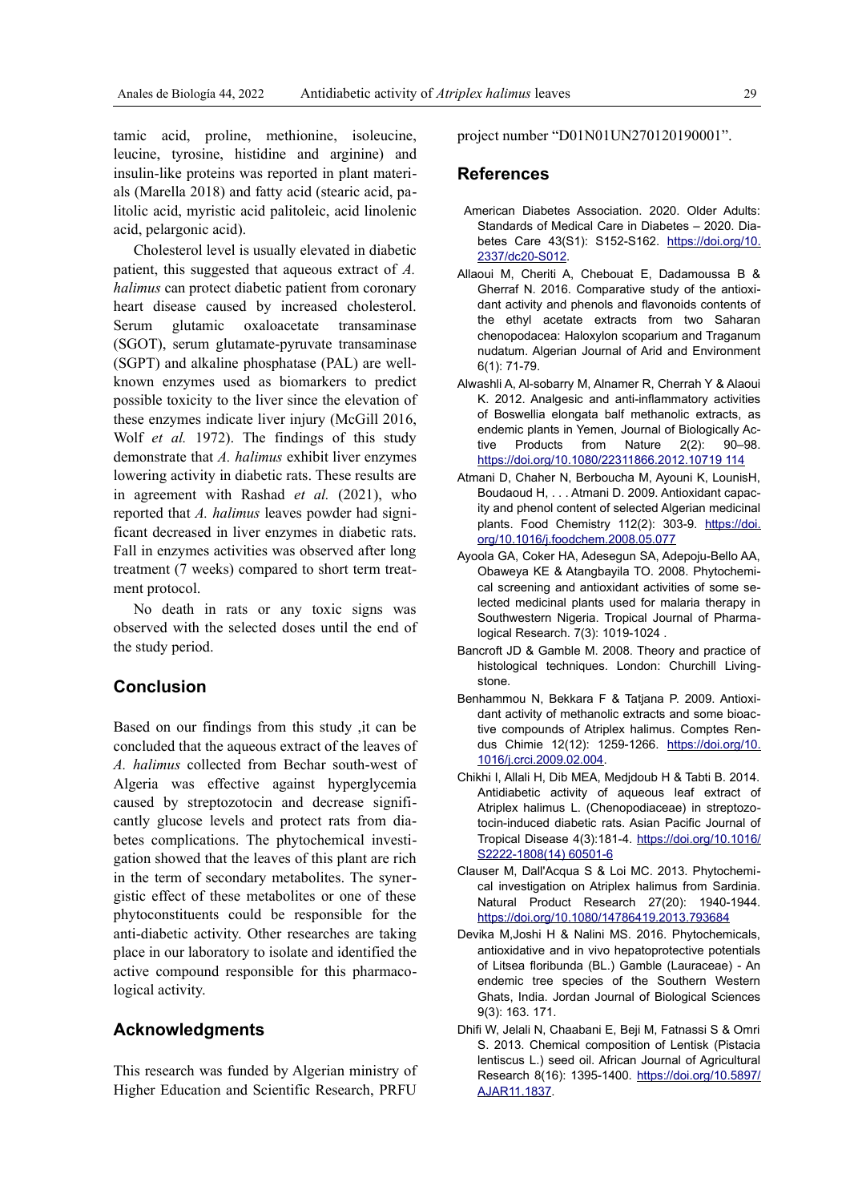tamic acid, proline, methionine, isoleucine, leucine, tyrosine, histidine and arginine) and insulin-like proteins was reported in plant materials (Marella 2018) and fatty acid (stearic acid, palitolic acid, myristic acid palitoleic, acid linolenic acid, pelargonic acid).

Cholesterol level is usually elevated in diabetic patient, this suggested that aqueous extract of *A. halimus* can protect diabetic patient from coronary heart disease caused by increased cholesterol. Serum glutamic oxaloacetate transaminase (SGOT), serum glutamate-pyruvate transaminase (SGPT) and alkaline phosphatase (PAL) are well-known enzymes used as biomarkers to predict possible toxicity to the liver since the elevation of these enzymes indicate liver injury (McGill 2016, Wolf *et al.* 1972). The findings of this study demonstrate that *A. halimus* exhibit liver enzymes lowering activity in diabetic rats. These results are in agreement with Rashad *et al.* (2021), who reported that *A. halimus* leaves powder had significant decreased in liver enzymes in diabetic rats. Fall in enzymes activities was observed after long treatment (7 weeks) compared to short term treatment protocol.

No death in rats or any toxic signs was observed with the selected doses until the end of the study period.

## Conclusion

Based on our findings from this study ,it can be concluded that the aqueous extract of the leaves of *A. halimus* collected from Bechar south-west of Algeria was effective against hyperglycemia caused by streptozotocin and decrease significantly glucose levels and protect rats from diabetes complications. The phytochemical investigation showed that the leaves of this plant are rich in the term of secondary metabolites. The synergistic effect of these metabolites or one of these phytoconstituents could be responsible for the anti-diabetic activity. Other researches are taking place in our laboratory to isolate and identified the active compound responsible for this pharmacological activity.

## Acknowledgments

This research was funded by Algerian ministry of Higher Education and Scientific Research, PRFU project number "D01N01UN270120190001".

## References

American Diabetes Association. 2020. Older Adults: Standards of Medical Care in Diabetes – 2020. Diabetes Care 43(S1): S152-S162. https://doi.org/10.2337/dc20-S012.

Allaoui M, Cheriti A, Chebouat E, Dadamoussa B & Gherraf N. 2016. Comparative study of the antioxidant activity and phenols and flavonoids contents of the ethyl acetate extracts from two Saharan chenopodacea: Haloxylon scoparium and Traganum nudatum. Algerian Journal of Arid and Environment 6(1): 71-79.

Alwashli A, Al-sobarry M, Alnamer R, Cherrah Y & Alaoui K. 2012. Analgesic and anti-inflammatory activities of Boswellia elongata balf methanolic extracts, as endemic plants in Yemen, Journal of Biologically Active Products from Nature 2(2): 90–98. https://doi.org/10.1080/22311866.2012.10719 114

Atmani D, Chaher N, Berboucha M, Ayouni K, LounisH, Boudaoud H, . . . Atmani D. 2009. Antioxidant capacity and phenol content of selected Algerian medicinal plants. Food Chemistry 112(2): 303-9. https://doi.org/10.1016/j.foodchem.2008.05.077

Ayoola GA, Coker HA, Adesegun SA, Adepoju-Bello AA, Obaweya KE & Atangbayila TO. 2008. Phytochemical screening and antioxidant activities of some selected medicinal plants used for malaria therapy in Southwestern Nigeria. Tropical Journal of Pharmalogical Research. 7(3): 1019-1024 .

Bancroft JD & Gamble M. 2008. Theory and practice of histological techniques. London: Churchill Livingstone.

Benhammou N, Bekkara F & Tatjana P. 2009. Antioxidant activity of methanolic extracts and some bioactive compounds of Atriplex halimus. Comptes Rendus Chimie 12(12): 1259-1266. https://doi.org/10.1016/j.crci.2009.02.004.

Chikhi I, Allali H, Dib MEA, Medjdoub H & Tabti B. 2014. Antidiabetic activity of aqueous leaf extract of Atriplex halimus L. (Chenopodiaceae) in streptozotocin-induced diabetic rats. Asian Pacific Journal of Tropical Disease 4(3):181-4. https://doi.org/10.1016/S2222-1808(14) 60501-6

Clauser M, Dall'Acqua S & Loi MC. 2013. Phytochemical investigation on Atriplex halimus from Sardinia. Natural Product Research 27(20): 1940-1944. https://doi.org/10.1080/14786419.2013.793684

Devika M,Joshi H & Nalini MS. 2016. Phytochemicals, antioxidative and in vivo hepatoprotective potentials of Litsea floribunda (BL.) Gamble (Lauraceae) - An endemic tree species of the Southern Western Ghats, India. Jordan Journal of Biological Sciences 9(3): 163. 171.

Dhifi W, Jelali N, Chaabani E, Beji M, Fatnassi S & Omri S. 2013. Chemical composition of Lentisk (Pistacia lentiscus L.) seed oil. African Journal of Agricultural Research 8(16): 1395-1400. https://doi.org/10.5897/AJAR11.1837.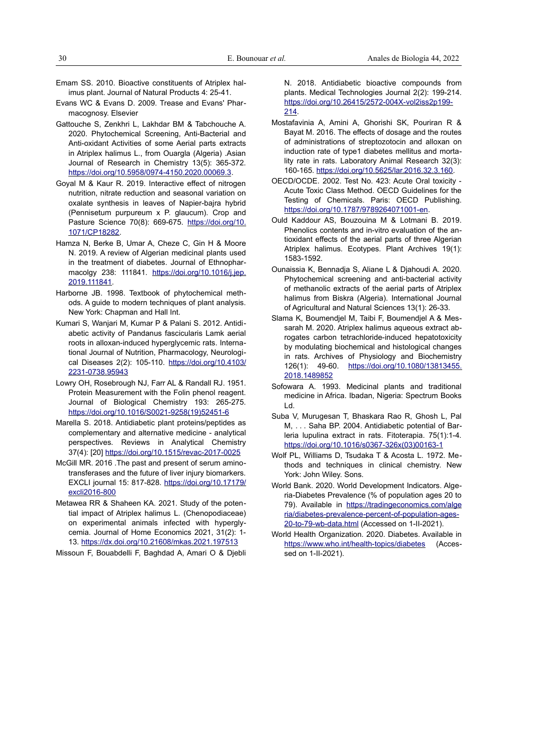Emam SS. 2010. Bioactive constituents of Atriplex halimus plant. Journal of Natural Products 4: 25-41.

Evans WC & Evans D. 2009. Trease and Evans' Pharmacognosy. Elsevier

Gattouche S, Zenkhri L, Lakhdar BM & Tabchouche A. 2020. Phytochemical Screening, Anti-Bacterial and Anti-oxidant Activities of some Aerial parts extracts in Atriplex halimus L., from Ouargla (Algeria) .Asian Journal of Research in Chemistry 13(5): 365-372. https://doi.org/10.5958/0974-4150.2020.00069.3.

Goyal M & Kaur R. 2019. Interactive effect of nitrogen nutrition, nitrate reduction and seasonal variation on oxalate synthesis in leaves of Napier-bajra hybrid (Pennisetum purpureum x P. glaucum). Crop and Pasture Science 70(8): 669-675. https://doi.org/10.1071/CP18282.

Hamza N, Berke B, Umar A, Cheze C, Gin H & Moore N. 2019. A review of Algerian medicinal plants used in the treatment of diabetes. Journal of Ethnopharmacolgy 238: 111841. https://doi.org/10.1016/j.jep.2019.111841.

Harborne JB. 1998. Textbook of phytochemical methods. A guide to modern techniques of plant analysis. New York: Chapman and Hall Int.

Kumari S, Wanjari M, Kumar P & Palani S. 2012. Antidiabetic activity of Pandanus fascicularis Lamk aerial roots in alloxan-induced hyperglycemic rats. International Journal of Nutrition, Pharmacology, Neurological Diseases 2(2): 105-110. https://doi.org/10.4103/2231-0738.95943

Lowry OH, Rosebrough NJ, Farr AL & Randall RJ. 1951. Protein Measurement with the Folin phenol reagent. Journal of Biological Chemistry 193: 265-275. https://doi.org/10.1016/S0021-9258(19)52451-6

Marella S. 2018. Antidiabetic plant proteins/peptides as complementary and alternative medicine - analytical perspectives. Reviews in Analytical Chemistry 37(4): [20] https://doi.org/10.1515/revac-2017-0025

McGill MR. 2016 .The past and present of serum aminotransferases and the future of liver injury biomarkers. EXCLI journal 15: 817-828. https://doi.org/10.17179/excli2016-800

Metawea RR & Shaheen KA. 2021. Study of the potential impact of Atriplex halimus L. (Chenopodiaceae) on experimental animals infected with hyperglycemia. Journal of Home Economics 2021, 31(2): 1-13. https://dx.doi.org/10.21608/mkas.2021.197513

Missoun F, Bouabdelli F, Baghdad A, Amari O & Djebli N. 2018. Antidiabetic bioactive compounds from plants. Medical Technologies Journal 2(2): 199-214. https://doi.org/10.26415/2572-004X-vol2iss2p199-214.

Mostafavinia A, Amini A, Ghorishi SK, Pouriran R & Bayat M. 2016. The effects of dosage and the routes of administrations of streptozotocin and alloxan on induction rate of type1 diabetes mellitus and mortality rate in rats. Laboratory Animal Research 32(3): 160-165. https://doi.org/10.5625/lar.2016.32.3.160.

OECD/OCDE. 2002. Test No. 423: Acute Oral toxicity - Acute Toxic Class Method. OECD Guidelines for the Testing of Chemicals. Paris: OECD Publishing. https://doi.org/10.1787/9789264071001-en.

Ould Kaddour AS, Bouzouina M & Lotmani B. 2019. Phenolics contents and in-vitro evaluation of the antioxidant effects of the aerial parts of three Algerian Atriplex halimus. Ecotypes. Plant Archives 19(1): 1583-1592.

Ounaissia K, Bennadja S, Aliane L & Djahoudi A. 2020. Phytochemical screening and anti-bacterial activity of methanolic extracts of the aerial parts of Atriplex halimus from Biskra (Algeria). International Journal of Agricultural and Natural Sciences 13(1): 26-33.

Slama K, Boumendjel M, Taibi F, Boumendjel A & Messarah M. 2020. Atriplex halimus aqueous extract abrogates carbon tetrachloride-induced hepatotoxicity by modulating biochemical and histological changes in rats. Archives of Physiology and Biochemistry 126(1): 49-60. https://doi.org/10.1080/13813455.2018.1489852

Sofowara A. 1993. Medicinal plants and traditional medicine in Africa. Ibadan, Nigeria: Spectrum Books Ld.

Suba V, Murugesan T, Bhaskara Rao R, Ghosh L, Pal M, . . . Saha BP. 2004. Antidiabetic potential of Barleria lupulina extract in rats. Fitoterapia. 75(1):1-4. https://doi.org/10.1016/s0367-326x(03)00163-1

Wolf PL, Williams D, Tsudaka T & Acosta L. 1972. Methods and techniques in clinical chemistry. New York: John Wiley. Sons.

World Bank. 2020. World Development Indicators. Algeria-Diabetes Prevalence (% of population ages 20 to 79). Available in https://tradingeconomics.com/algeria/diabetes-prevalence-percent-of-population-ages-20-to-79-wb-data.html (Accessed on 1-II-2021).

World Health Organization. 2020. Diabetes. Available in https://www.who.int/health-topics/diabetes (Accessed on 1-II-2021).